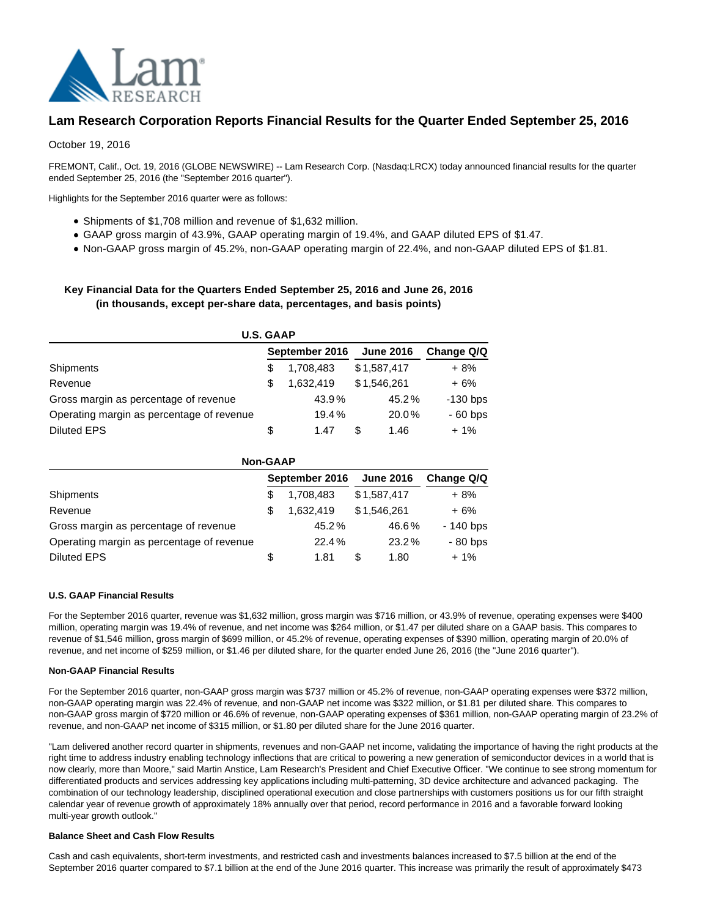# Lam Research Corporation Reports Financial Results for the Quarter Ended September 25, 2016

October 19, 2016

FREMONT, Calif., Oct. 19, 2016 (GLOBE NEWSWIRE) -- Lam Research Corp. (Nasdaq:LRCX) today announced financial results for the quarter ended September 25, 2016 (the "September 2016 quarter").

Highlights for the September 2016 quarter were as follows:

- Shipments of $1,708 million and revenue of $1,632 million.
- GAAP gross margin of 43.9%, GAAP operating margin of 19.4%, and GAAP diluted EPS of $1.47.
- Non-GAAP gross margin of 45.2%, non-GAAP operating margin of 22.4%, and non-GAAP diluted EPS of $1.81.

**Key Financial Data for the Quarters Ended September 25, 2016 and June 26, 2016**
**(in thousands, except per-share data, percentages, and basis points)**

**U.S. GAAP**

| | September 2016 | June 2016 | Change Q/Q |
|---|---|---|---|
| Shipments | $ 1,708,483 | $ 1,587,417 | + 8% |
| Revenue | $ 1,632,419 | $ 1,546,261 | + 6% |
| Gross margin as percentage of revenue | 43.9% | 45.2% | -130 bps |
| Operating margin as percentage of revenue | 19.4% | 20.0% | - 60 bps |
| Diluted EPS | $ 1.47 | $ 1.46 | + 1% |

**Non-GAAP**

| | September 2016 | June 2016 | Change Q/Q |
|---|---|---|---|
| Shipments | $ 1,708,483 | $ 1,587,417 | + 8% |
| Revenue | $ 1,632,419 | $ 1,546,261 | + 6% |
| Gross margin as percentage of revenue | 45.2% | 46.6% | - 140 bps |
| Operating margin as percentage of revenue | 22.4% | 23.2% | - 80 bps |
| Diluted EPS | $ 1.81 | $ 1.80 | + 1% |

**U.S. GAAP Financial Results**

For the September 2016 quarter, revenue was $1,632 million, gross margin was $716 million, or 43.9% of revenue, operating expenses were $400 million, operating margin was 19.4% of revenue, and net income was $264 million, or $1.47 per diluted share on a GAAP basis. This compares to revenue of $1,546 million, gross margin of $699 million, or 45.2% of revenue, operating expenses of $390 million, operating margin of 20.0% of revenue, and net income of $259 million, or $1.46 per diluted share, for the quarter ended June 26, 2016 (the "June 2016 quarter").

**Non-GAAP Financial Results**

For the September 2016 quarter, non-GAAP gross margin was $737 million or 45.2% of revenue, non-GAAP operating expenses were $372 million, non-GAAP operating margin was 22.4% of revenue, and non-GAAP net income was $322 million, or $1.81 per diluted share. This compares to non-GAAP gross margin of $720 million or 46.6% of revenue, non-GAAP operating expenses of $361 million, non-GAAP operating margin of 23.2% of revenue, and non-GAAP net income of $315 million, or $1.80 per diluted share for the June 2016 quarter.

"Lam delivered another record quarter in shipments, revenues and non-GAAP net income, validating the importance of having the right products at the right time to address industry enabling technology inflections that are critical to powering a new generation of semiconductor devices in a world that is now clearly, more than Moore," said Martin Anstice, Lam Research's President and Chief Executive Officer. "We continue to see strong momentum for differentiated products and services addressing key applications including multi-patterning, 3D device architecture and advanced packaging. The combination of our technology leadership, disciplined operational execution and close partnerships with customers positions us for our fifth straight calendar year of revenue growth of approximately 18% annually over that period, record performance in 2016 and a favorable forward looking multi-year growth outlook."

**Balance Sheet and Cash Flow Results**

Cash and cash equivalents, short-term investments, and restricted cash and investments balances increased to $7.5 billion at the end of the September 2016 quarter compared to $7.1 billion at the end of the June 2016 quarter. This increase was primarily the result of approximately $473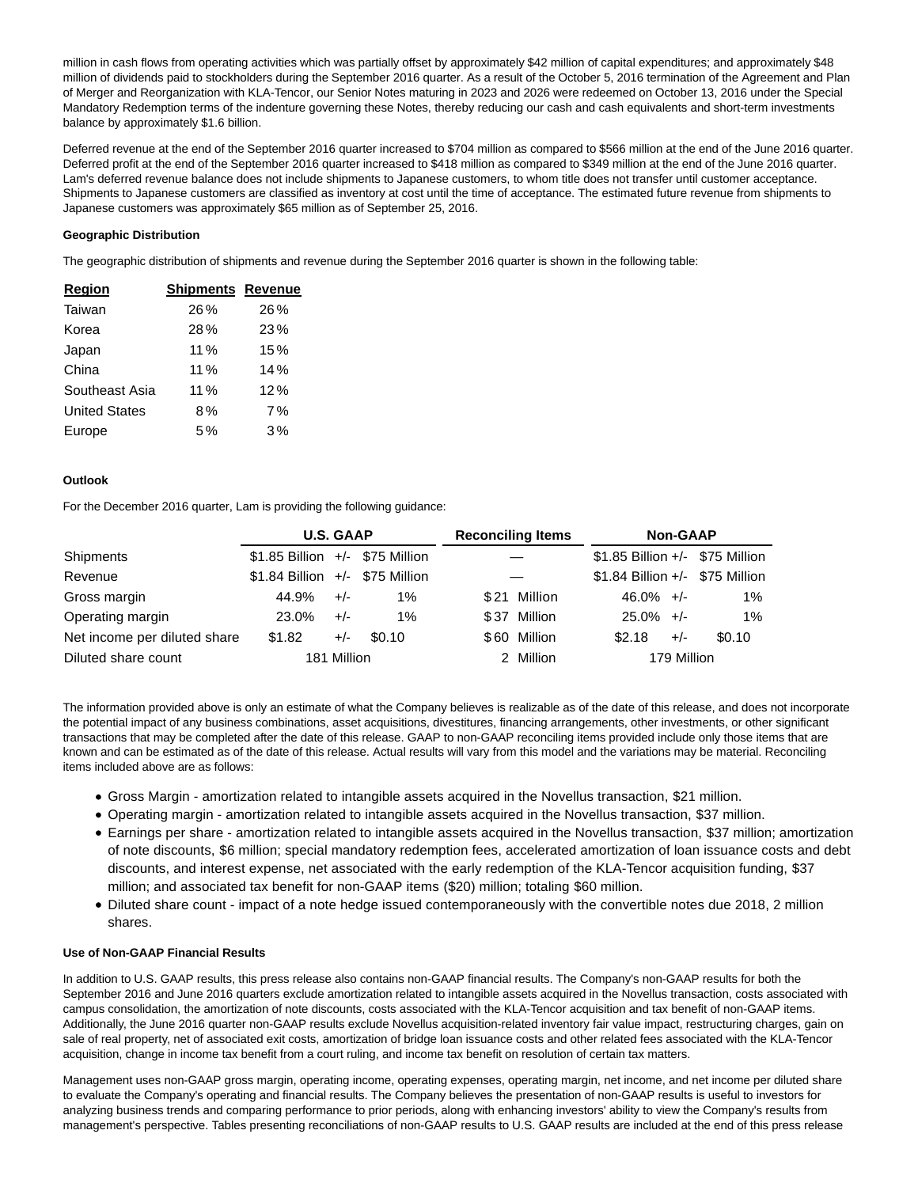million in cash flows from operating activities which was partially offset by approximately $42 million of capital expenditures; and approximately $48 million of dividends paid to stockholders during the September 2016 quarter. As a result of the October 5, 2016 termination of the Agreement and Plan of Merger and Reorganization with KLA-Tencor, our Senior Notes maturing in 2023 and 2026 were redeemed on October 13, 2016 under the Special Mandatory Redemption terms of the indenture governing these Notes, thereby reducing our cash and cash equivalents and short-term investments balance by approximately $1.6 billion.

Deferred revenue at the end of the September 2016 quarter increased to $704 million as compared to $566 million at the end of the June 2016 quarter. Deferred profit at the end of the September 2016 quarter increased to $418 million as compared to $349 million at the end of the June 2016 quarter. Lam's deferred revenue balance does not include shipments to Japanese customers, to whom title does not transfer until customer acceptance. Shipments to Japanese customers are classified as inventory at cost until the time of acceptance. The estimated future revenue from shipments to Japanese customers was approximately $65 million as of September 25, 2016.

**Geographic Distribution**

The geographic distribution of shipments and revenue during the September 2016 quarter is shown in the following table:

| Region | Shipments | Revenue |
|---|---|---|
| Taiwan | 26% | 26% |
| Korea | 28% | 23% |
| Japan | 11% | 15% |
| China | 11% | 14% |
| Southeast Asia | 11% | 12% |
| United States | 8% | 7% |
| Europe | 5% | 3% |

**Outlook**

For the December 2016 quarter, Lam is providing the following guidance:

| | U.S. GAAP | | | Reconciling Items | Non-GAAP | | |
|---|---|---|---|---|---|---|---|
| Shipments | $1.85 Billion | +/- | $75 Million | — | $1.85 Billion | +/- | $75 Million |
| Revenue | $1.84 Billion | +/- | $75 Million | — | $1.84 Billion | +/- | $75 Million |
| Gross margin | 44.9% | +/- | 1% | $21 Million | 46.0% | +/- | 1% |
| Operating margin | 23.0% | +/- | 1% | $37 Million | 25.0% | +/- | 1% |
| Net income per diluted share | $1.82 | +/- | $0.10 | $60 Million | $2.18 | +/- | $0.10 |
| Diluted share count | 181 Million | | | 2 Million | 179 Million | | |

The information provided above is only an estimate of what the Company believes is realizable as of the date of this release, and does not incorporate the potential impact of any business combinations, asset acquisitions, divestitures, financing arrangements, other investments, or other significant transactions that may be completed after the date of this release. GAAP to non-GAAP reconciling items provided include only those items that are known and can be estimated as of the date of this release. Actual results will vary from this model and the variations may be material. Reconciling items included above are as follows:

- Gross Margin - amortization related to intangible assets acquired in the Novellus transaction, $21 million.
- Operating margin - amortization related to intangible assets acquired in the Novellus transaction, $37 million.
- Earnings per share - amortization related to intangible assets acquired in the Novellus transaction, $37 million; amortization of note discounts, $6 million; special mandatory redemption fees, accelerated amortization of loan issuance costs and debt discounts, and interest expense, net associated with the early redemption of the KLA-Tencor acquisition funding, $37 million; and associated tax benefit for non-GAAP items ($20) million; totaling $60 million.
- Diluted share count - impact of a note hedge issued contemporaneously with the convertible notes due 2018, 2 million shares.

**Use of Non-GAAP Financial Results**

In addition to U.S. GAAP results, this press release also contains non-GAAP financial results. The Company's non-GAAP results for both the September 2016 and June 2016 quarters exclude amortization related to intangible assets acquired in the Novellus transaction, costs associated with campus consolidation, the amortization of note discounts, costs associated with the KLA-Tencor acquisition and tax benefit of non-GAAP items. Additionally, the June 2016 quarter non-GAAP results exclude Novellus acquisition-related inventory fair value impact, restructuring charges, gain on sale of real property, net of associated exit costs, amortization of bridge loan issuance costs and other related fees associated with the KLA-Tencor acquisition, change in income tax benefit from a court ruling, and income tax benefit on resolution of certain tax matters.

Management uses non-GAAP gross margin, operating income, operating expenses, operating margin, net income, and net income per diluted share to evaluate the Company's operating and financial results. The Company believes the presentation of non-GAAP results is useful to investors for analyzing business trends and comparing performance to prior periods, along with enhancing investors' ability to view the Company's results from management's perspective. Tables presenting reconciliations of non-GAAP results to U.S. GAAP results are included at the end of this press release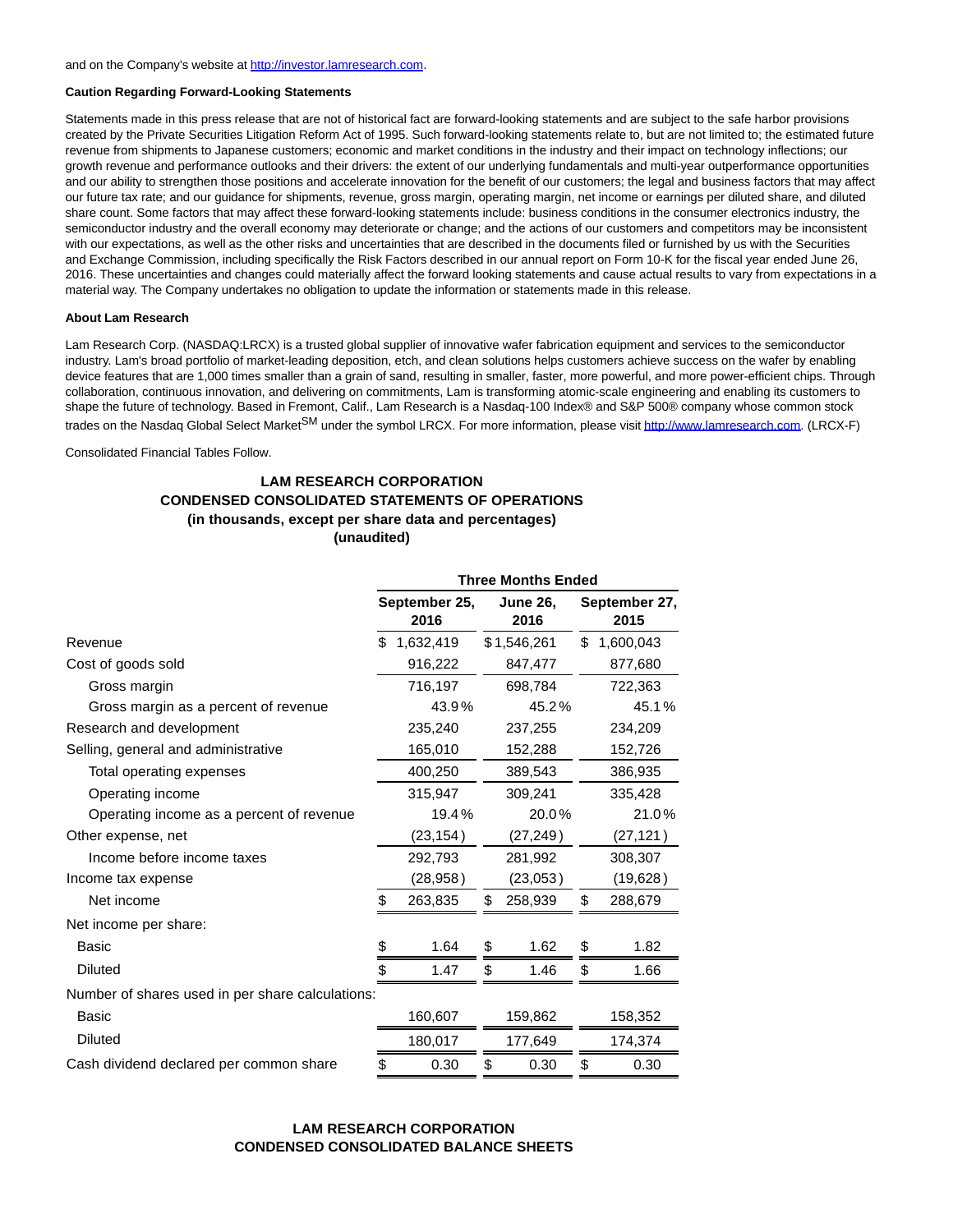and on the Company's website at http://investor.lamresearch.com.

**Caution Regarding Forward-Looking Statements**

Statements made in this press release that are not of historical fact are forward-looking statements and are subject to the safe harbor provisions created by the Private Securities Litigation Reform Act of 1995. Such forward-looking statements relate to, but are not limited to; the estimated future revenue from shipments to Japanese customers; economic and market conditions in the industry and their impact on technology inflections; our growth revenue and performance outlooks and their drivers: the extent of our underlying fundamentals and multi-year outperformance opportunities and our ability to strengthen those positions and accelerate innovation for the benefit of our customers; the legal and business factors that may affect our future tax rate; and our guidance for shipments, revenue, gross margin, operating margin, net income or earnings per diluted share, and diluted share count. Some factors that may affect these forward-looking statements include: business conditions in the consumer electronics industry, the semiconductor industry and the overall economy may deteriorate or change; and the actions of our customers and competitors may be inconsistent with our expectations, as well as the other risks and uncertainties that are described in the documents filed or furnished by us with the Securities and Exchange Commission, including specifically the Risk Factors described in our annual report on Form 10-K for the fiscal year ended June 26, 2016. These uncertainties and changes could materially affect the forward looking statements and cause actual results to vary from expectations in a material way. The Company undertakes no obligation to update the information or statements made in this release.

**About Lam Research**

Lam Research Corp. (NASDAQ:LRCX) is a trusted global supplier of innovative wafer fabrication equipment and services to the semiconductor industry. Lam's broad portfolio of market-leading deposition, etch, and clean solutions helps customers achieve success on the wafer by enabling device features that are 1,000 times smaller than a grain of sand, resulting in smaller, faster, more powerful, and more power-efficient chips. Through collaboration, continuous innovation, and delivering on commitments, Lam is transforming atomic-scale engineering and enabling its customers to shape the future of technology. Based in Fremont, Calif., Lam Research is a Nasdaq-100 Index® and S&P 500® company whose common stock trades on the Nasdaq Global Select Market[SM] under the symbol LRCX. For more information, please visit http://www.lamresearch.com. (LRCX-F)

Consolidated Financial Tables Follow.

**LAM RESEARCH CORPORATION**
**CONDENSED CONSOLIDATED STATEMENTS OF OPERATIONS**
**(in thousands, except per share data and percentages)**
**(unaudited)**

| | Three Months Ended | | |
|---|---|---|---|
| | September 25, 2016 | June 26, 2016 | September 27, 2015 |
| Revenue | $ 1,632,419 | $ 1,546,261 | $ 1,600,043 |
| Cost of goods sold | 916,222 | 847,477 | 877,680 |
| Gross margin | 716,197 | 698,784 | 722,363 |
| Gross margin as a percent of revenue | 43.9 % | 45.2 % | 45.1 % |
| Research and development | 235,240 | 237,255 | 234,209 |
| Selling, general and administrative | 165,010 | 152,288 | 152,726 |
| Total operating expenses | 400,250 | 389,543 | 386,935 |
| Operating income | 315,947 | 309,241 | 335,428 |
| Operating income as a percent of revenue | 19.4 % | 20.0 % | 21.0 % |
| Other expense, net | (23,154 ) | (27,249 ) | (27,121 ) |
| Income before income taxes | 292,793 | 281,992 | 308,307 |
| Income tax expense | (28,958 ) | (23,053 ) | (19,628 ) |
| Net income | $ 263,835 | $ 258,939 | $ 288,679 |
| Net income per share: | | | |
| Basic | $ 1.64 | $ 1.62 | $ 1.82 |
| Diluted | $ 1.47 | $ 1.46 | $ 1.66 |
| Number of shares used in per share calculations: | | | |
| Basic | 160,607 | 159,862 | 158,352 |
| Diluted | 180,017 | 177,649 | 174,374 |
| Cash dividend declared per common share | $ 0.30 | $ 0.30 | $ 0.30 |

**LAM RESEARCH CORPORATION**
**CONDENSED CONSOLIDATED BALANCE SHEETS**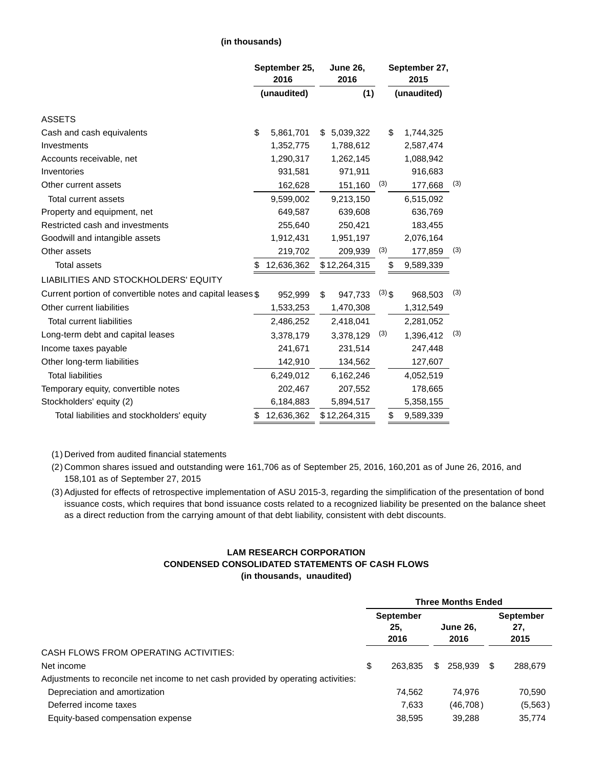(in thousands)

| | September 25, 2016 | June 26, 2016 | September 27, 2015 |
|---|---|---|---|
| | (unaudited) | (1) | (unaudited) |
| ASSETS | | | |
| Cash and cash equivalents | $ 5,861,701 | $ 5,039,322 | $ 1,744,325 |
| Investments | 1,352,775 | 1,788,612 | 2,587,474 |
| Accounts receivable, net | 1,290,317 | 1,262,145 | 1,088,942 |
| Inventories | 931,581 | 971,911 | 916,683 |
| Other current assets | 162,628 | 151,160 [(3)] | 177,668 [(3)] |
| Total current assets | 9,599,002 | 9,213,150 | 6,515,092 |
| Property and equipment, net | 649,587 | 639,608 | 636,769 |
| Restricted cash and investments | 255,640 | 250,421 | 183,455 |
| Goodwill and intangible assets | 1,912,431 | 1,951,197 | 2,076,164 |
| Other assets | 219,702 | 209,939 [(3)] | 177,859 [(3)] |
| Total assets | $ 12,636,362 | $ 12,264,315 | $ 9,589,339 |
| LIABILITIES AND STOCKHOLDERS' EQUITY | | | |
| Current portion of convertible notes and capital leases | $ 952,999 | $ 947,733 [(3)] | $ 968,503 [(3)] |
| Other current liabilities | 1,533,253 | 1,470,308 | 1,312,549 |
| Total current liabilities | 2,486,252 | 2,418,041 | 2,281,052 |
| Long-term debt and capital leases | 3,378,179 | 3,378,129 [(3)] | 1,396,412 [(3)] |
| Income taxes payable | 241,671 | 231,514 | 247,448 |
| Other long-term liabilities | 142,910 | 134,562 | 127,607 |
| Total liabilities | 6,249,012 | 6,162,246 | 4,052,519 |
| Temporary equity, convertible notes | 202,467 | 207,552 | 178,665 |
| Stockholders' equity (2) | 6,184,883 | 5,894,517 | 5,358,155 |
| Total liabilities and stockholders' equity | $ 12,636,362 | $ 12,264,315 | $ 9,589,339 |

(1) Derived from audited financial statements

(2) Common shares issued and outstanding were 161,706 as of September 25, 2016, 160,201 as of June 26, 2016, and 158,101 as of September 27, 2015

(3) Adjusted for effects of retrospective implementation of ASU 2015-3, regarding the simplification of the presentation of bond issuance costs, which requires that bond issuance costs related to a recognized liability be presented on the balance sheet as a direct reduction from the carrying amount of that debt liability, consistent with debt discounts.

## LAM RESEARCH CORPORATION
## CONDENSED CONSOLIDATED STATEMENTS OF CASH FLOWS
### (in thousands, unaudited)

| | Three Months Ended | | |
|---|---|---|---|
| | September 25, 2016 | June 26, 2016 | September 27, 2015 |
| CASH FLOWS FROM OPERATING ACTIVITIES: | | | |
| Net income | $ 263,835 | $ 258,939 | $ 288,679 |
| Adjustments to reconcile net income to net cash provided by operating activities: | | | |
| Depreciation and amortization | 74,562 | 74,976 | 70,590 |
| Deferred income taxes | 7,633 | (46,708) | (5,563) |
| Equity-based compensation expense | 38,595 | 39,288 | 35,774 |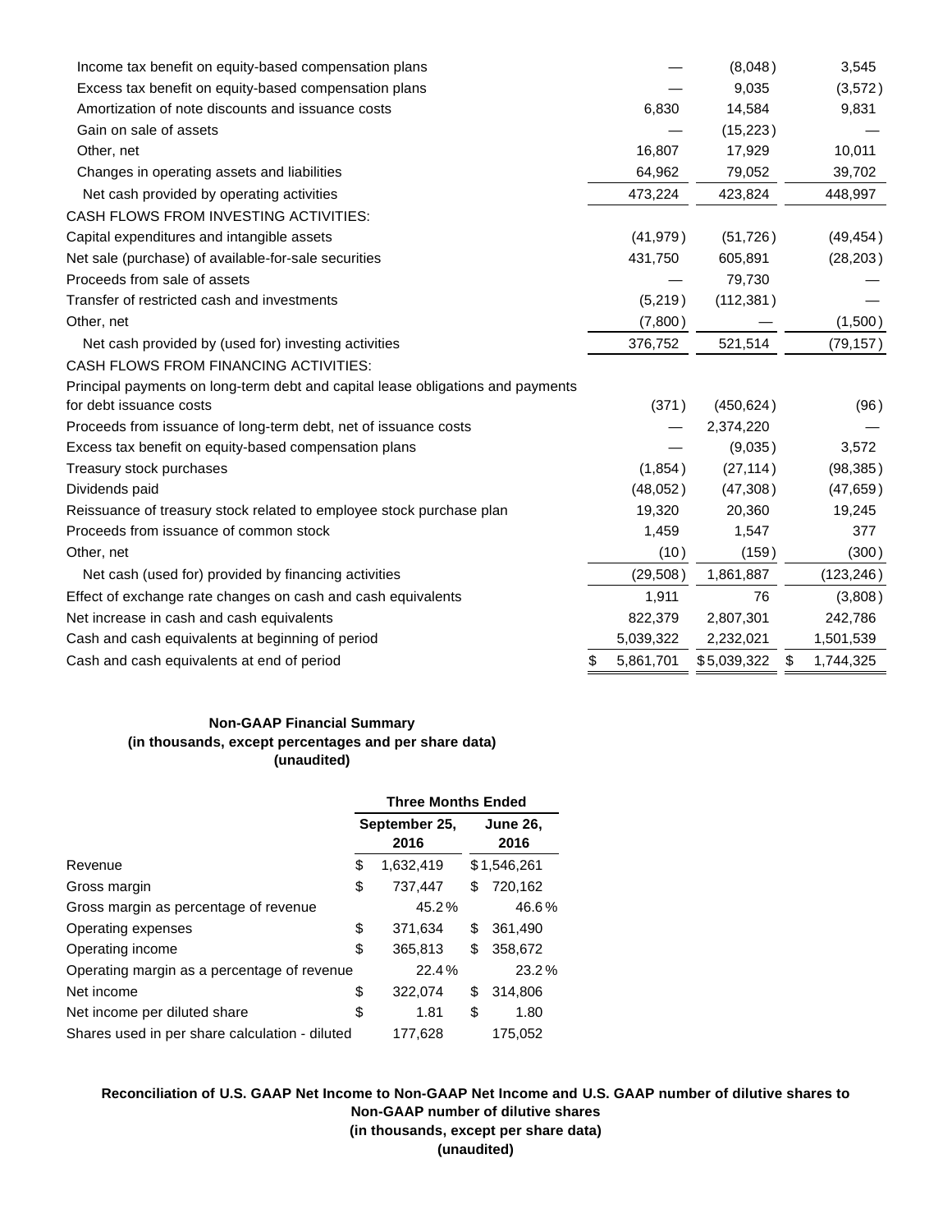| | | | |
|---|---|---|---|
| Income tax benefit on equity-based compensation plans | — | (8,048) | 3,545 |
| Excess tax benefit on equity-based compensation plans | — | 9,035 | (3,572) |
| Amortization of note discounts and issuance costs | 6,830 | 14,584 | 9,831 |
| Gain on sale of assets | — | (15,223) | — |
| Other, net | 16,807 | 17,929 | 10,011 |
| Changes in operating assets and liabilities | 64,962 | 79,052 | 39,702 |
| Net cash provided by operating activities | 473,224 | 423,824 | 448,997 |
| CASH FLOWS FROM INVESTING ACTIVITIES: | | | |
| Capital expenditures and intangible assets | (41,979) | (51,726) | (49,454) |
| Net sale (purchase) of available-for-sale securities | 431,750 | 605,891 | (28,203) |
| Proceeds from sale of assets | — | 79,730 | — |
| Transfer of restricted cash and investments | (5,219) | (112,381) | — |
| Other, net | (7,800) | — | (1,500) |
| Net cash provided by (used for) investing activities | 376,752 | 521,514 | (79,157) |
| CASH FLOWS FROM FINANCING ACTIVITIES: | | | |
| Principal payments on long-term debt and capital lease obligations and payments for debt issuance costs | (371) | (450,624) | (96) |
| Proceeds from issuance of long-term debt, net of issuance costs | — | 2,374,220 | — |
| Excess tax benefit on equity-based compensation plans | — | (9,035) | 3,572 |
| Treasury stock purchases | (1,854) | (27,114) | (98,385) |
| Dividends paid | (48,052) | (47,308) | (47,659) |
| Reissuance of treasury stock related to employee stock purchase plan | 19,320 | 20,360 | 19,245 |
| Proceeds from issuance of common stock | 1,459 | 1,547 | 377 |
| Other, net | (10) | (159) | (300) |
| Net cash (used for) provided by financing activities | (29,508) | 1,861,887 | (123,246) |
| Effect of exchange rate changes on cash and cash equivalents | 1,911 | 76 | (3,808) |
| Net increase in cash and cash equivalents | 822,379 | 2,807,301 | 242,786 |
| Cash and cash equivalents at beginning of period | 5,039,322 | 2,232,021 | 1,501,539 |
| Cash and cash equivalents at end of period | $ 5,861,701 | $ 5,039,322 | $ 1,744,325 |

**Non-GAAP Financial Summary**
**(in thousands, except percentages and per share data)**
**(unaudited)**

| | Three Months Ended | |
|---|---|---|
| | September 25, 2016 | June 26, 2016 |
| Revenue | $ 1,632,419 | $ 1,546,261 |
| Gross margin | $ 737,447 | $ 720,162 |
| Gross margin as percentage of revenue | 45.2 % | 46.6 % |
| Operating expenses | $ 371,634 | $ 361,490 |
| Operating income | $ 365,813 | $ 358,672 |
| Operating margin as a percentage of revenue | 22.4 % | 23.2 % |
| Net income | $ 322,074 | $ 314,806 |
| Net income per diluted share | $ 1.81 | $ 1.80 |
| Shares used in per share calculation - diluted | 177,628 | 175,052 |

**Reconciliation of U.S. GAAP Net Income to Non-GAAP Net Income and U.S. GAAP number of dilutive shares to Non-GAAP number of dilutive shares**
**(in thousands, except per share data)**
**(unaudited)**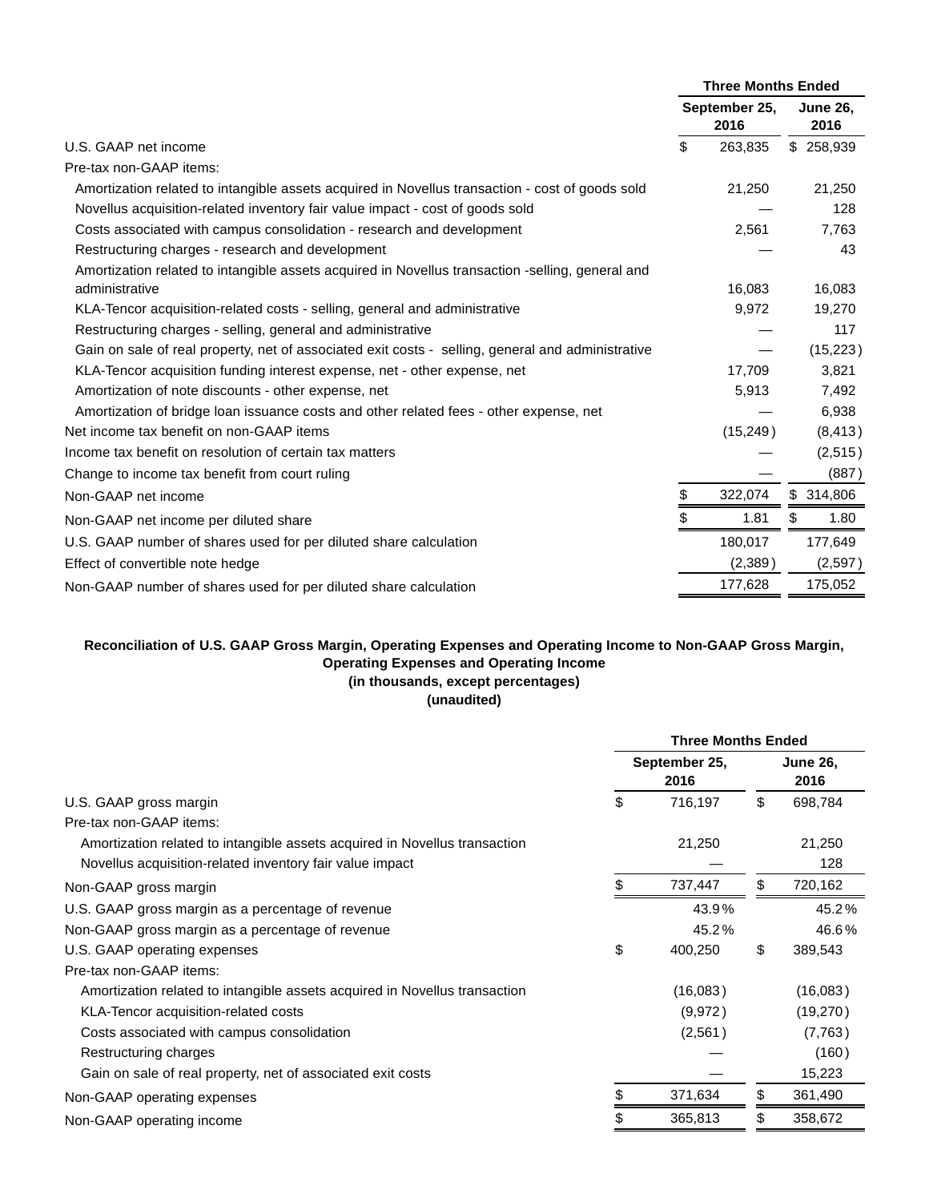| | Three Months Ended | |
|---|---|---|
| | September 25, 2016 | June 26, 2016 |
| U.S. GAAP net income | $ 263,835 | $ 258,939 |
| Pre-tax non-GAAP items: | | |
| Amortization related to intangible assets acquired in Novellus transaction - cost of goods sold | 21,250 | 21,250 |
| Novellus acquisition-related inventory fair value impact - cost of goods sold | — | 128 |
| Costs associated with campus consolidation - research and development | 2,561 | 7,763 |
| Restructuring charges - research and development | — | 43 |
| Amortization related to intangible assets acquired in Novellus transaction -selling, general and administrative | 16,083 | 16,083 |
| KLA-Tencor acquisition-related costs - selling, general and administrative | 9,972 | 19,270 |
| Restructuring charges - selling, general and administrative | — | 117 |
| Gain on sale of real property, net of associated exit costs - selling, general and administrative | — | (15,223) |
| KLA-Tencor acquisition funding interest expense, net - other expense, net | 17,709 | 3,821 |
| Amortization of note discounts - other expense, net | 5,913 | 7,492 |
| Amortization of bridge loan issuance costs and other related fees - other expense, net | — | 6,938 |
| Net income tax benefit on non-GAAP items | (15,249) | (8,413) |
| Income tax benefit on resolution of certain tax matters | — | (2,515) |
| Change to income tax benefit from court ruling | — | (887) |
| Non-GAAP net income | $ 322,074 | $ 314,806 |
| Non-GAAP net income per diluted share | $ 1.81 | $ 1.80 |
| U.S. GAAP number of shares used for per diluted share calculation | 180,017 | 177,649 |
| Effect of convertible note hedge | (2,389) | (2,597) |
| Non-GAAP number of shares used for per diluted share calculation | 177,628 | 175,052 |

**Reconciliation of U.S. GAAP Gross Margin, Operating Expenses and Operating Income to Non-GAAP Gross Margin, Operating Expenses and Operating Income**
**(in thousands, except percentages)**
**(unaudited)**

| | Three Months Ended | |
|---|---|---|
| | September 25, 2016 | June 26, 2016 |
| U.S. GAAP gross margin | $ 716,197 | $ 698,784 |
| Pre-tax non-GAAP items: | | |
| Amortization related to intangible assets acquired in Novellus transaction | 21,250 | 21,250 |
| Novellus acquisition-related inventory fair value impact | — | 128 |
| Non-GAAP gross margin | $ 737,447 | $ 720,162 |
| U.S. GAAP gross margin as a percentage of revenue | 43.9% | 45.2% |
| Non-GAAP gross margin as a percentage of revenue | 45.2% | 46.6% |
| U.S. GAAP operating expenses | $ 400,250 | $ 389,543 |
| Pre-tax non-GAAP items: | | |
| Amortization related to intangible assets acquired in Novellus transaction | (16,083) | (16,083) |
| KLA-Tencor acquisition-related costs | (9,972) | (19,270) |
| Costs associated with campus consolidation | (2,561) | (7,763) |
| Restructuring charges | — | (160) |
| Gain on sale of real property, net of associated exit costs | — | 15,223 |
| Non-GAAP operating expenses | $ 371,634 | $ 361,490 |
| Non-GAAP operating income | $ 365,813 | $ 358,672 |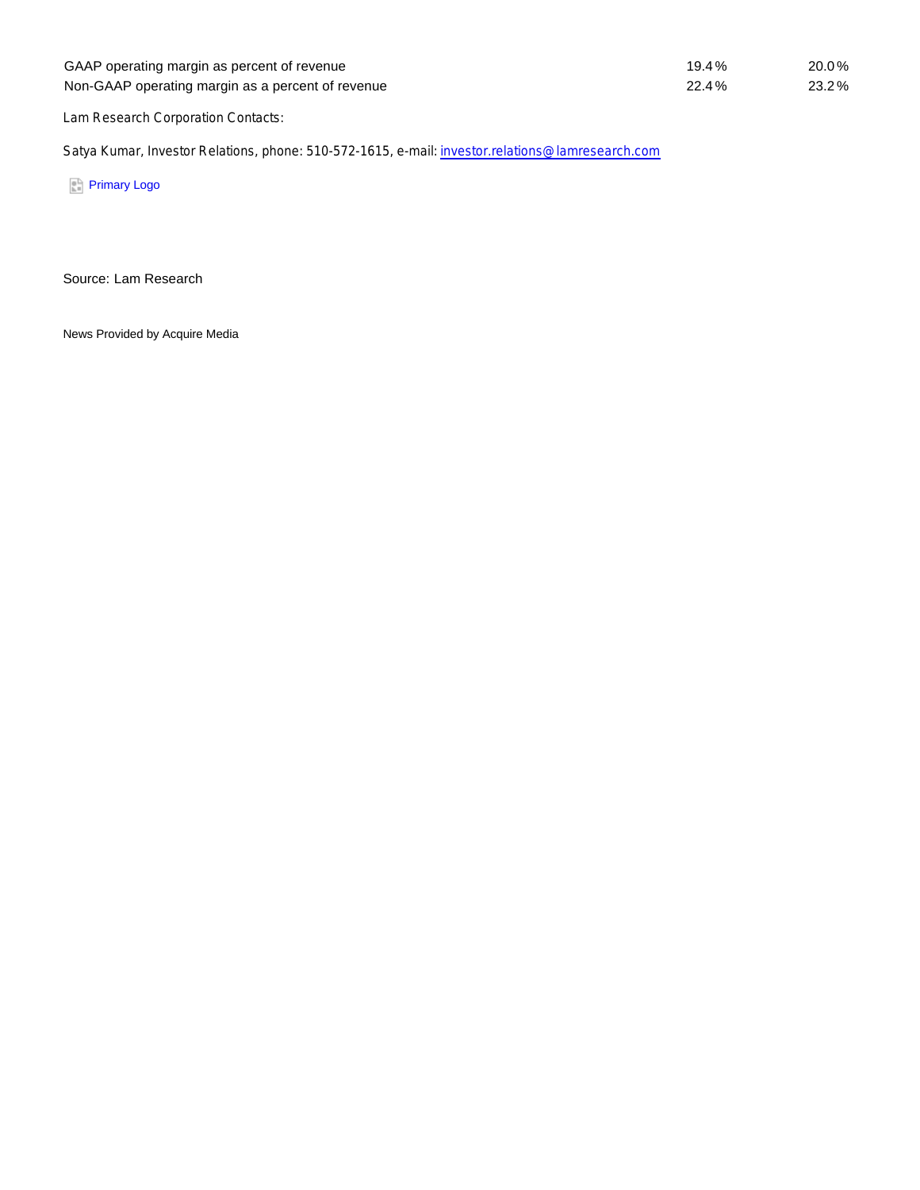| | | |
|---|---|---|
| GAAP operating margin as percent of revenue | 19.4% | 20.0% |
| Non-GAAP operating margin as a percent of revenue | 22.4% | 23.2% |

Lam Research Corporation Contacts:

Satya Kumar, Investor Relations, phone: 510-572-1615, e-mail: investor.relations@lamresearch.com

Primary Logo

Source: Lam Research

News Provided by Acquire Media